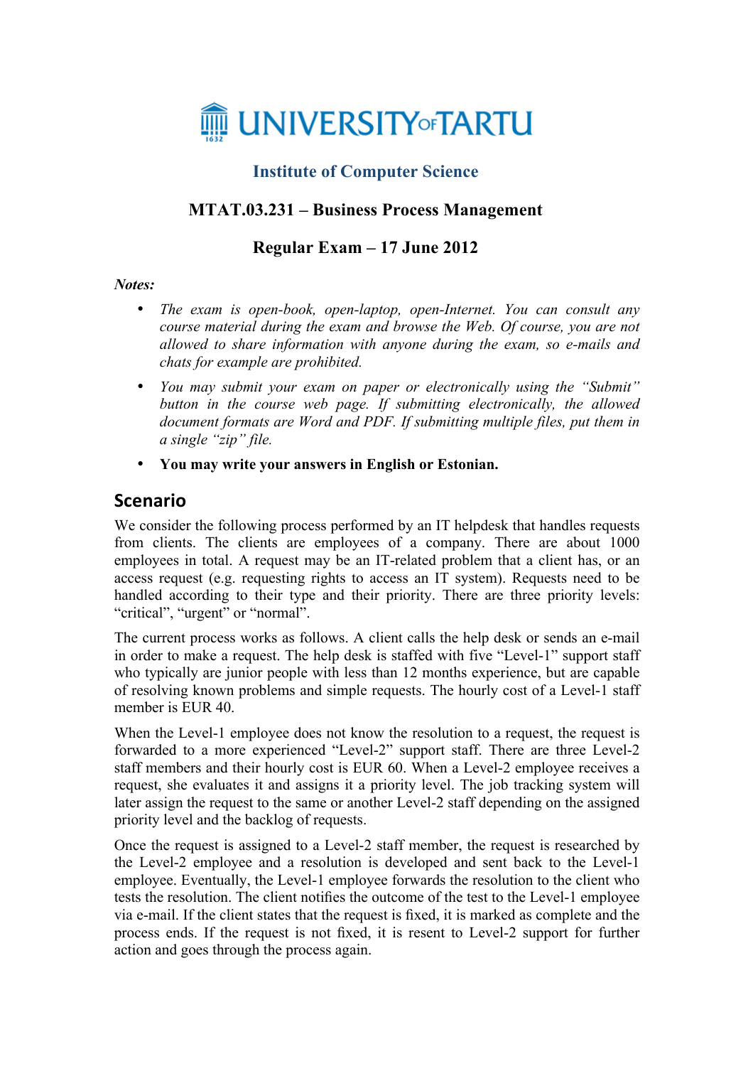# UNIVERSITY OF TARTU

## Institute of Computer Science

## MTAT.03.231 – Business Process Management

## Regular Exam – 17 June 2012

***Notes:***

- *The exam is open-book, open-laptop, open-Internet. You can consult any course material during the exam and browse the Web. Of course, you are not allowed to share information with anyone during the exam, so e-mails and chats for example are prohibited.*
- *You may submit your exam on paper or electronically using the "Submit" button in the course web page. If submitting electronically, the allowed document formats are Word and PDF. If submitting multiple files, put them in a single "zip" file.*
- **You may write your answers in English or Estonian.**

## Scenario

We consider the following process performed by an IT helpdesk that handles requests from clients. The clients are employees of a company. There are about 1000 employees in total. A request may be an IT-related problem that a client has, or an access request (e.g. requesting rights to access an IT system). Requests need to be handled according to their type and their priority. There are three priority levels: "critical", "urgent" or "normal".

The current process works as follows. A client calls the help desk or sends an e-mail in order to make a request. The help desk is staffed with five "Level-1" support staff who typically are junior people with less than 12 months experience, but are capable of resolving known problems and simple requests. The hourly cost of a Level-1 staff member is EUR 40.

When the Level-1 employee does not know the resolution to a request, the request is forwarded to a more experienced "Level-2" support staff. There are three Level-2 staff members and their hourly cost is EUR 60. When a Level-2 employee receives a request, she evaluates it and assigns it a priority level. The job tracking system will later assign the request to the same or another Level-2 staff depending on the assigned priority level and the backlog of requests.

Once the request is assigned to a Level-2 staff member, the request is researched by the Level-2 employee and a resolution is developed and sent back to the Level-1 employee. Eventually, the Level-1 employee forwards the resolution to the client who tests the resolution. The client notifies the outcome of the test to the Level-1 employee via e-mail. If the client states that the request is fixed, it is marked as complete and the process ends. If the request is not fixed, it is resent to Level-2 support for further action and goes through the process again.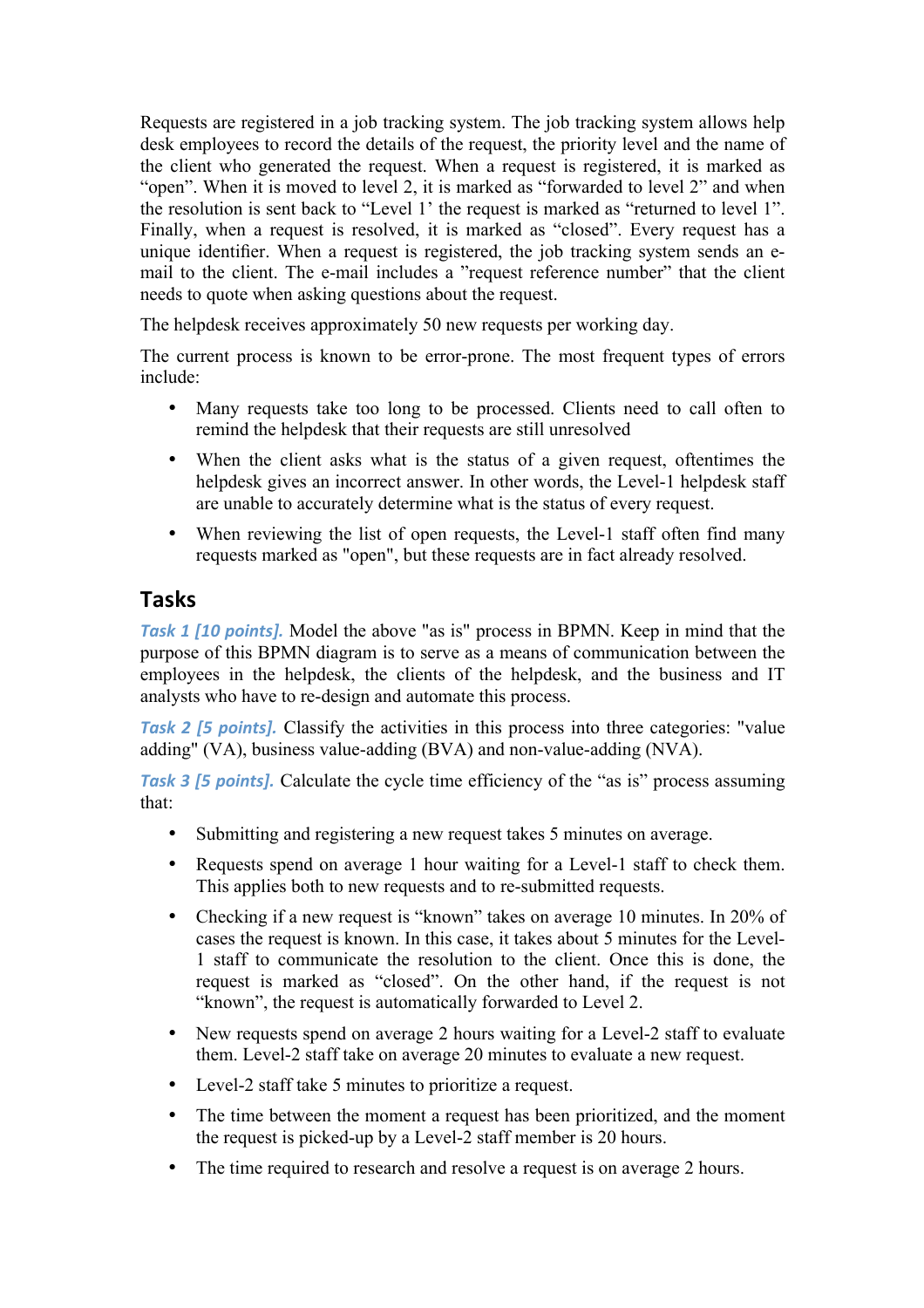Requests are registered in a job tracking system. The job tracking system allows help desk employees to record the details of the request, the priority level and the name of the client who generated the request. When a request is registered, it is marked as “open”. When it is moved to level 2, it is marked as “forwarded to level 2” and when the resolution is sent back to “Level 1’ the request is marked as “returned to level 1”. Finally, when a request is resolved, it is marked as “closed”. Every request has a unique identifier. When a request is registered, the job tracking system sends an e-mail to the client. The e-mail includes a ”request reference number” that the client needs to quote when asking questions about the request.

The helpdesk receives approximately 50 new requests per working day.

The current process is known to be error-prone. The most frequent types of errors include:

- Many requests take too long to be processed. Clients need to call often to remind the helpdesk that their requests are still unresolved
- When the client asks what is the status of a given request, oftentimes the helpdesk gives an incorrect answer. In other words, the Level-1 helpdesk staff are unable to accurately determine what is the status of every request.
- When reviewing the list of open requests, the Level-1 staff often find many requests marked as "open", but these requests are in fact already resolved.

## Tasks

***Task 1 [10 points].*** Model the above "as is" process in BPMN. Keep in mind that the purpose of this BPMN diagram is to serve as a means of communication between the employees in the helpdesk, the clients of the helpdesk, and the business and IT analysts who have to re-design and automate this process.

***Task 2 [5 points].*** Classify the activities in this process into three categories: "value adding" (VA), business value-adding (BVA) and non-value-adding (NVA).

***Task 3 [5 points].*** Calculate the cycle time efficiency of the “as is” process assuming that:

- Submitting and registering a new request takes 5 minutes on average.
- Requests spend on average 1 hour waiting for a Level-1 staff to check them. This applies both to new requests and to re-submitted requests.
- Checking if a new request is “known” takes on average 10 minutes. In 20% of cases the request is known. In this case, it takes about 5 minutes for the Level-1 staff to communicate the resolution to the client. Once this is done, the request is marked as “closed”. On the other hand, if the request is not “known”, the request is automatically forwarded to Level 2.
- New requests spend on average 2 hours waiting for a Level-2 staff to evaluate them. Level-2 staff take on average 20 minutes to evaluate a new request.
- Level-2 staff take 5 minutes to prioritize a request.
- The time between the moment a request has been prioritized, and the moment the request is picked-up by a Level-2 staff member is 20 hours.
- The time required to research and resolve a request is on average 2 hours.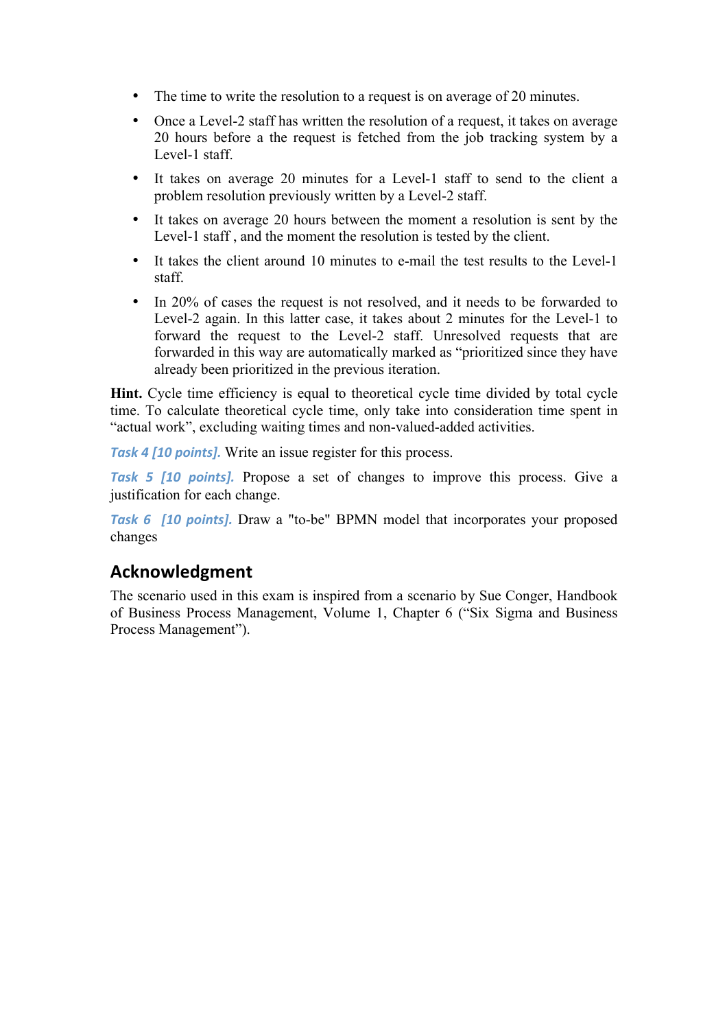- The time to write the resolution to a request is on average of 20 minutes.
- Once a Level-2 staff has written the resolution of a request, it takes on average 20 hours before a the request is fetched from the job tracking system by a Level-1 staff.
- It takes on average 20 minutes for a Level-1 staff to send to the client a problem resolution previously written by a Level-2 staff.
- It takes on average 20 hours between the moment a resolution is sent by the Level-1 staff , and the moment the resolution is tested by the client.
- It takes the client around 10 minutes to e-mail the test results to the Level-1 staff.
- In 20% of cases the request is not resolved, and it needs to be forwarded to Level-2 again. In this latter case, it takes about 2 minutes for the Level-1 to forward the request to the Level-2 staff. Unresolved requests that are forwarded in this way are automatically marked as "prioritized since they have already been prioritized in the previous iteration.

**Hint.** Cycle time efficiency is equal to theoretical cycle time divided by total cycle time. To calculate theoretical cycle time, only take into consideration time spent in "actual work", excluding waiting times and non-valued-added activities.

*Task 4 [10 points].* Write an issue register for this process.

*Task 5 [10 points].* Propose a set of changes to improve this process. Give a justification for each change.

*Task 6 [10 points].* Draw a "to-be" BPMN model that incorporates your proposed changes

## Acknowledgment

The scenario used in this exam is inspired from a scenario by Sue Conger, Handbook of Business Process Management, Volume 1, Chapter 6 ("Six Sigma and Business Process Management").